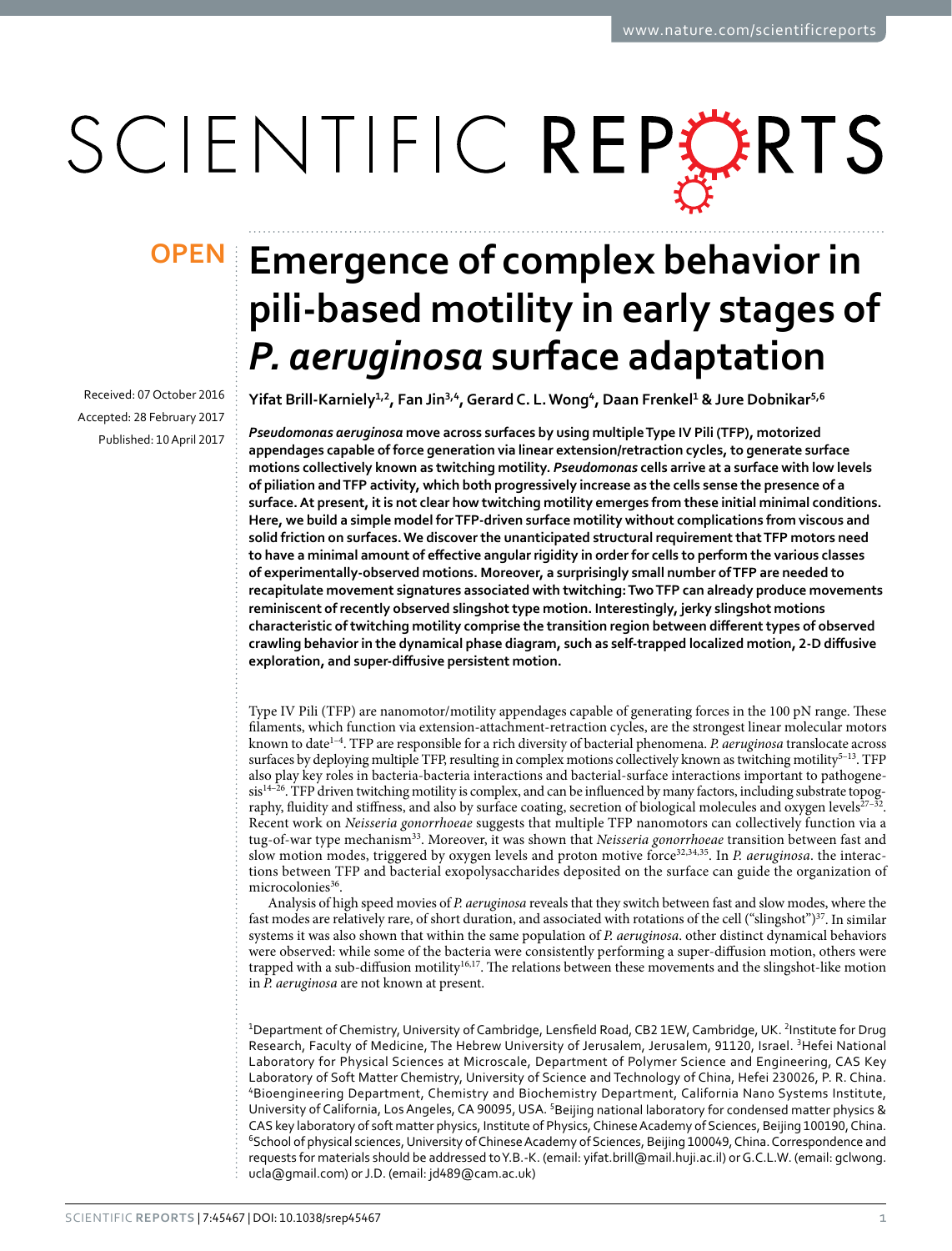# Emergence of complex behavior in pili-based motility in early stages of *P. aeruginosa* surface adaptation

Received: 07 October 2016

Accepted: 28 February 2017

Published: 10 April 2017

Yifat Brill-Karniely[1,2], Fan Jin[3,4], Gerard C. L. Wong[4], Daan Frenkel[1] & Jure Dobnikar[5,6]

***Pseudomonas aeruginosa*** **move across surfaces by using multiple Type IV Pili (TFP), motorized appendages capable of force generation via linear extension/retraction cycles, to generate surface motions collectively known as twitching motility.** ***Pseudomonas*** **cells arrive at a surface with low levels of piliation and TFP activity, which both progressively increase as the cells sense the presence of a surface. At present, it is not clear how twitching motility emerges from these initial minimal conditions. Here, we build a simple model for TFP-driven surface motility without complications from viscous and solid friction on surfaces. We discover the unanticipated structural requirement that TFP motors need to have a minimal amount of effective angular rigidity in order for cells to perform the various classes of experimentally-observed motions. Moreover, a surprisingly small number of TFP are needed to recapitulate movement signatures associated with twitching: Two TFP can already produce movements reminiscent of recently observed slingshot type motion. Interestingly, jerky slingshot motions characteristic of twitching motility comprise the transition region between different types of observed crawling behavior in the dynamical phase diagram, such as self-trapped localized motion, 2-D diffusive exploration, and super-diffusive persistent motion.**

Type IV Pili (TFP) are nanomotor/motility appendages capable of generating forces in the 100 pN range. These filaments, which function via extension-attachment-retraction cycles, are the strongest linear molecular motors known to date[1–4]. TFP are responsible for a rich diversity of bacterial phenomena. *P. aeruginosa* translocate across surfaces by deploying multiple TFP, resulting in complex motions collectively known as twitching motility[5–13]. TFP also play key roles in bacteria-bacteria interactions and bacterial-surface interactions important to pathogenesis[14–26]. TFP driven twitching motility is complex, and can be influenced by many factors, including substrate topography, fluidity and stiffness, and also by surface coating, secretion of biological molecules and oxygen levels[27–32]. Recent work on *Neisseria gonorrhoeae* suggests that multiple TFP nanomotors can collectively function via a tug-of-war type mechanism[33]. Moreover, it was shown that *Neisseria gonorrhoeae* transition between fast and slow motion modes, triggered by oxygen levels and proton motive force[32,34,35]. In *P. aeruginosa*. the interactions between TFP and bacterial exopolysaccharides deposited on the surface can guide the organization of microcolonies[36].

Analysis of high speed movies of *P. aeruginosa* reveals that they switch between fast and slow modes, where the fast modes are relatively rare, of short duration, and associated with rotations of the cell ("slingshot")[37]. In similar systems it was also shown that within the same population of *P. aeruginosa*. other distinct dynamical behaviors were observed: while some of the bacteria were consistently performing a super-diffusion motion, others were trapped with a sub-diffusion motility[16,17]. The relations between these movements and the slingshot-like motion in *P. aeruginosa* are not known at present.

[1]Department of Chemistry, University of Cambridge, Lensfield Road, CB2 1EW, Cambridge, UK. [2]Institute for Drug Research, Faculty of Medicine, The Hebrew University of Jerusalem, Jerusalem, 91120, Israel. [3]Hefei National Laboratory for Physical Sciences at Microscale, Department of Polymer Science and Engineering, CAS Key Laboratory of Soft Matter Chemistry, University of Science and Technology of China, Hefei 230026, P. R. China. [4]Bioengineering Department, Chemistry and Biochemistry Department, California Nano Systems Institute, University of California, Los Angeles, CA 90095, USA. [5]Beijing national laboratory for condensed matter physics & CAS key laboratory of soft matter physics, Institute of Physics, Chinese Academy of Sciences, Beijing 100190, China. [6]School of physical sciences, University of Chinese Academy of Sciences, Beijing 100049, China. Correspondence and requests for materials should be addressed to Y.B.-K. (email: yifat.brill@mail.huji.ac.il) or G.C.L.W. (email: gclwong.ucla@gmail.com) or J.D. (email: jd489@cam.ac.uk)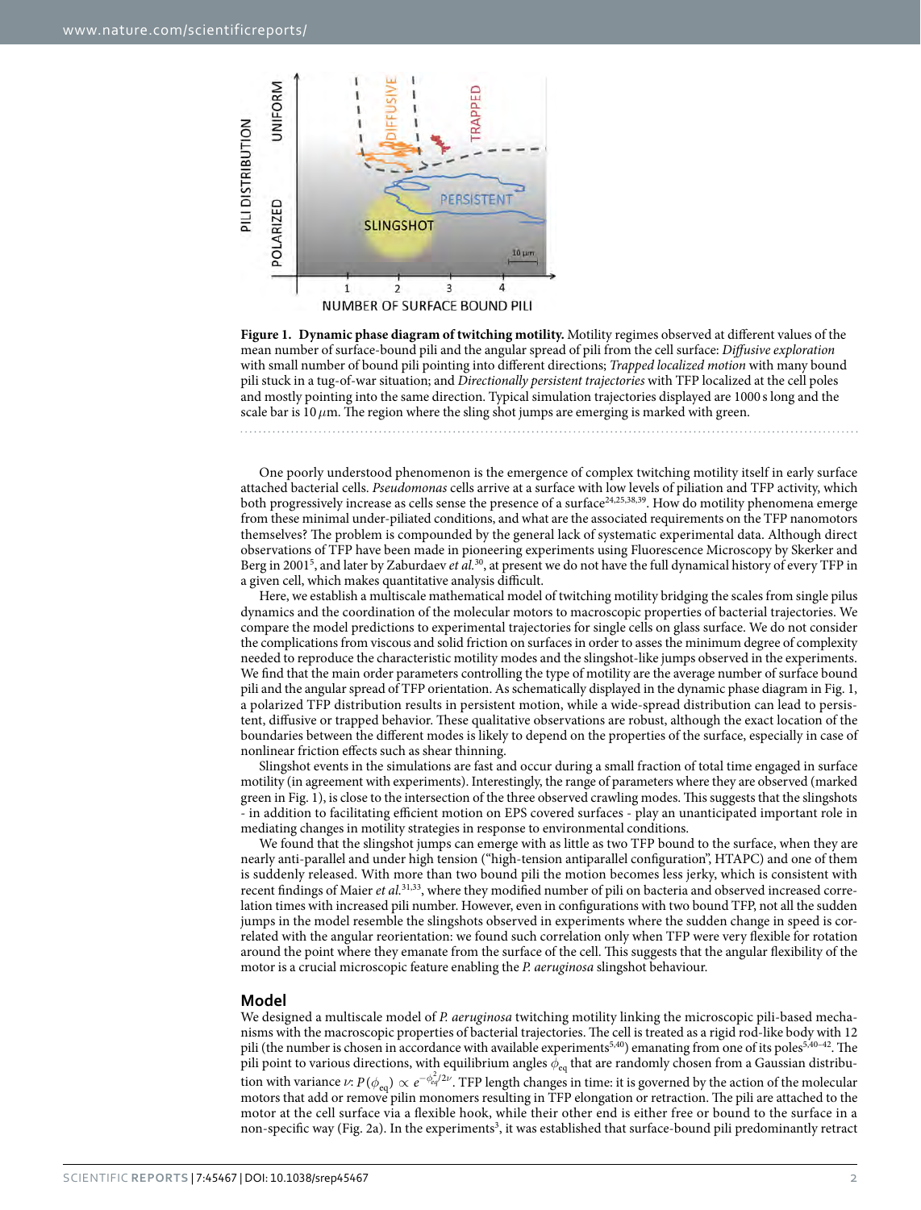**Figure 1. Dynamic phase diagram of twitching motility.** Motility regimes observed at different values of the mean number of surface-bound pili and the angular spread of pili from the cell surface: *Diffusive exploration* with small number of bound pili pointing into different directions; *Trapped localized motion* with many bound pili stuck in a tug-of-war situation; and *Directionally persistent trajectories* with TFP localized at the cell poles and mostly pointing into the same direction. Typical simulation trajectories displayed are 1000 s long and the scale bar is 10 $\mu$m. The region where the sling shot jumps are emerging is marked with green.

One poorly understood phenomenon is the emergence of complex twitching motility itself in early surface attached bacterial cells. *Pseudomonas* cells arrive at a surface with low levels of piliation and TFP activity, which both progressively increase as cells sense the presence of a surface[24,25,38,39]. How do motility phenomena emerge from these minimal under-piliated conditions, and what are the associated requirements on the TFP nanomotors themselves? The problem is compounded by the general lack of systematic experimental data. Although direct observations of TFP have been made in pioneering experiments using Fluorescence Microscopy by Skerker and Berg in 2001[5], and later by Zaburdaev *et al.*[30], at present we do not have the full dynamical history of every TFP in a given cell, which makes quantitative analysis difficult.

Here, we establish a multiscale mathematical model of twitching motility bridging the scales from single pilus dynamics and the coordination of the molecular motors to macroscopic properties of bacterial trajectories. We compare the model predictions to experimental trajectories for single cells on glass surface. We do not consider the complications from viscous and solid friction on surfaces in order to asses the minimum degree of complexity needed to reproduce the characteristic motility modes and the slingshot-like jumps observed in the experiments. We find that the main order parameters controlling the type of motility are the average number of surface bound pili and the angular spread of TFP orientation. As schematically displayed in the dynamic phase diagram in Fig. 1, a polarized TFP distribution results in persistent motion, while a wide-spread distribution can lead to persistent, diffusive or trapped behavior. These qualitative observations are robust, although the exact location of the boundaries between the different modes is likely to depend on the properties of the surface, especially in case of nonlinear friction effects such as shear thinning.

Slingshot events in the simulations are fast and occur during a small fraction of total time engaged in surface motility (in agreement with experiments). Interestingly, the range of parameters where they are observed (marked green in Fig. 1), is close to the intersection of the three observed crawling modes. This suggests that the slingshots - in addition to facilitating efficient motion on EPS covered surfaces - play an unanticipated important role in mediating changes in motility strategies in response to environmental conditions.

We found that the slingshot jumps can emerge with as little as two TFP bound to the surface, when they are nearly anti-parallel and under high tension ("high-tension antiparallel configuration", HTAPC) and one of them is suddenly released. With more than two bound pili the motion becomes less jerky, which is consistent with recent findings of Maier *et al.*[31,33], where they modified number of pili on bacteria and observed increased correlation times with increased pili number. However, even in configurations with two bound TFP, not all the sudden jumps in the model resemble the slingshots observed in experiments where the sudden change in speed is correlated with the angular reorientation: we found such correlation only when TFP were very flexible for rotation around the point where they emanate from the surface of the cell. This suggests that the angular flexibility of the motor is a crucial microscopic feature enabling the *P. aeruginosa* slingshot behaviour.

## Model

We designed a multiscale model of *P. aeruginosa* twitching motility linking the microscopic pili-based mechanisms with the macroscopic properties of bacterial trajectories. The cell is treated as a rigid rod-like body with 12 pili (the number is chosen in accordance with available experiments[5,40]) emanating from one of its poles[5,40–42]. The pili point to various directions, with equilibrium angles $\phi_{eq}$ that are randomly chosen from a Gaussian distribution with variance $\nu$: $P(\phi_{eq}) \propto e^{-\phi_{eq}^2/2\nu}$. TFP length changes in time: it is governed by the action of the molecular motors that add or remove pilin monomers resulting in TFP elongation or retraction. The pili are attached to the motor at the cell surface via a flexible hook, while their other end is either free or bound to the surface in a non-specific way (Fig. 2a). In the experiments[3], it was established that surface-bound pili predominantly retract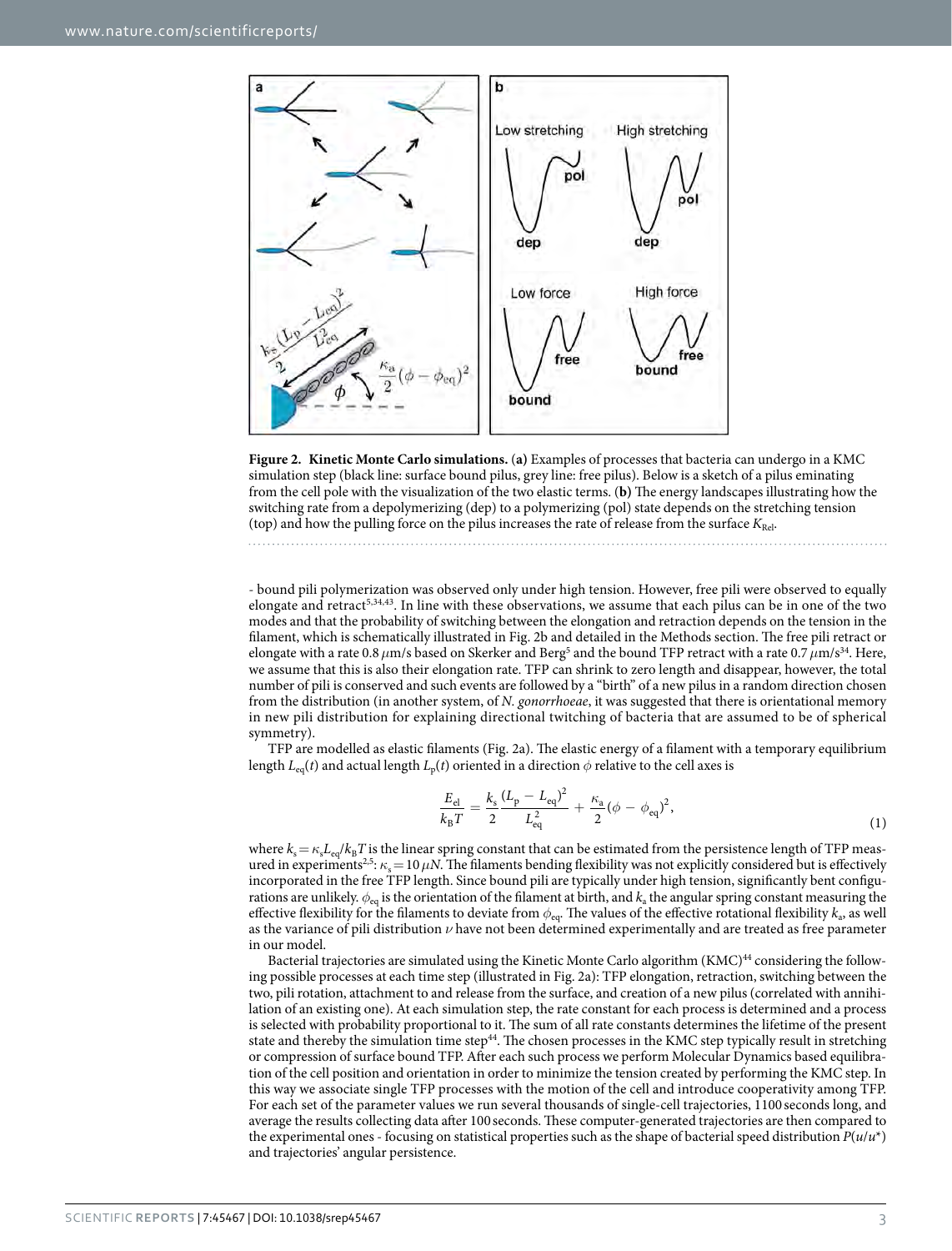**Figure 2. Kinetic Monte Carlo simulations.** (**a**) Examples of processes that bacteria can undergo in a KMC simulation step (black line: surface bound pilus, grey line: free pilus). Below is a sketch of a pilus emanating from the cell pole with the visualization of the two elastic terms. (**b**) The energy landscapes illustrating how the switching rate from a depolymerizing (dep) to a polymerizing (pol) state depends on the stretching tension (top) and how the pulling force on the pilus increases the rate of release from the surface $K_{\rm Rel}$.

- bound pili polymerization was observed only under high tension. However, free pili were observed to equally elongate and retract[5,34,43]. In line with these observations, we assume that each pilus can be in one of the two modes and that the probability of switching between the elongation and retraction depends on the tension in the filament, which is schematically illustrated in Fig. 2b and detailed in the Methods section. The free pili retract or elongate with a rate 0.8 $\mu$m/s based on Skerker and Berg[5] and the bound TFP retract with a rate 0.7 $\mu$m/s[34]. Here, we assume that this is also their elongation rate. TFP can shrink to zero length and disappear, however, the total number of pili is conserved and such events are followed by a "birth" of a new pilus in a random direction chosen from the distribution (in another system, of *N. gonorrhoeae*, it was suggested that there is orientational memory in new pili distribution for explaining directional twitching of bacteria that are assumed to be of spherical symmetry).

TFP are modelled as elastic filaments (Fig. 2a). The elastic energy of a filament with a temporary equilibrium length $L_{\rm eq}(t)$ and actual length $L_{\rm p}(t)$ oriented in a direction $\phi$ relative to the cell axes is

$$\frac{E_{\rm el}}{k_{\rm B}T} = \frac{k_{\rm s}}{2}\frac{(L_{\rm p} - L_{\rm eq})^2}{L_{\rm eq}^2} + \frac{\kappa_{\rm a}}{2}(\phi - \phi_{\rm eq})^2, \tag{1}$$

where $k_{\rm s} = \kappa_{\rm s} L_{\rm eq}/k_{\rm B}T$ is the linear spring constant that can be estimated from the persistence length of TFP measured in experiments[2,5]: $\kappa_{\rm s} = 10\,\mu N$. The filaments bending flexibility was not explicitly considered but is effectively incorporated in the free TFP length. Since bound pili are typically under high tension, significantly bent configurations are unlikely. $\phi_{\rm eq}$ is the orientation of the filament at birth, and $k_{\rm a}$ the angular spring constant measuring the effective flexibility for the filaments to deviate from $\phi_{\rm eq}$. The values of the effective rotational flexibility $k_{\rm a}$, as well as the variance of pili distribution $\nu$ have not been determined experimentally and are treated as free parameter in our model.

Bacterial trajectories are simulated using the Kinetic Monte Carlo algorithm (KMC)[44] considering the following possible processes at each time step (illustrated in Fig. 2a): TFP elongation, retraction, switching between the two, pili rotation, attachment to and release from the surface, and creation of a new pilus (correlated with annihilation of an existing one). At each simulation step, the rate constant for each process is determined and a process is selected with probability proportional to it. The sum of all rate constants determines the lifetime of the present state and thereby the simulation time step[44]. The chosen processes in the KMC step typically result in stretching or compression of surface bound TFP. After each such process we perform Molecular Dynamics based equilibration of the cell position and orientation in order to minimize the tension created by performing the KMC step. In this way we associate single TFP processes with the motion of the cell and introduce cooperativity among TFP. For each set of the parameter values we run several thousands of single-cell trajectories, 1100 seconds long, and average the results collecting data after 100 seconds. These computer-generated trajectories are then compared to the experimental ones - focusing on statistical properties such as the shape of bacterial speed distribution $P(u/u^*)$ and trajectories' angular persistence.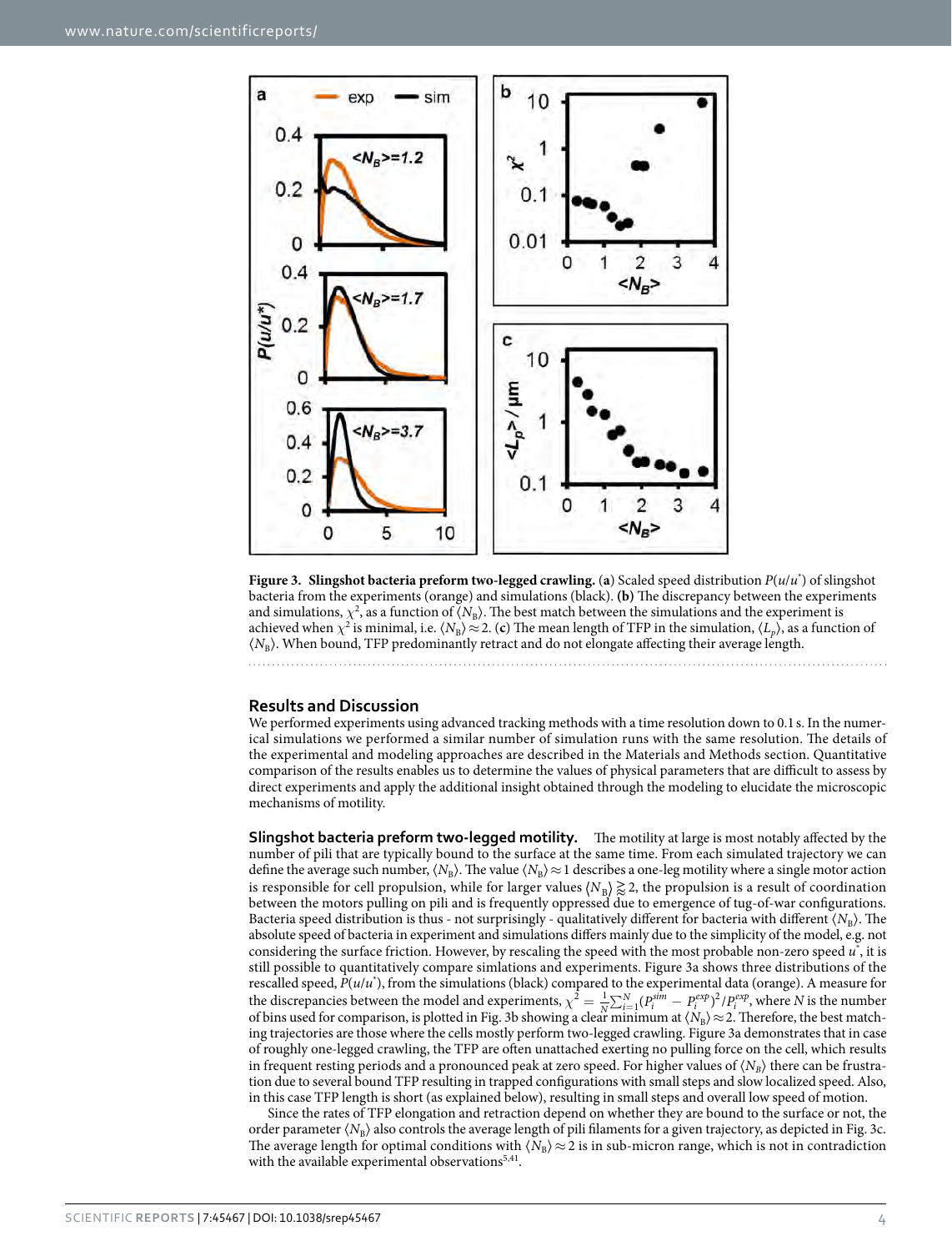**Figure 3. Slingshot bacteria preform two-legged crawling.** (**a**) Scaled speed distribution $P(u/u^*)$ of slingshot bacteria from the experiments (orange) and simulations (black). **(b)** The discrepancy between the experiments and simulations, $\chi^2$, as a function of $\langle N_B \rangle$. The best match between the simulations and the experiment is achieved when $\chi^2$ is minimal, i.e. $\langle N_B \rangle \approx 2$. (**c**) The mean length of TFP in the simulation, $\langle L_p \rangle$, as a function of $\langle N_B \rangle$. When bound, TFP predominantly retract and do not elongate affecting their average length.

## Results and Discussion

We performed experiments using advanced tracking methods with a time resolution down to 0.1 s. In the numerical simulations we performed a similar number of simulation runs with the same resolution. The details of the experimental and modeling approaches are described in the Materials and Methods section. Quantitative comparison of the results enables us to determine the values of physical parameters that are difficult to assess by direct experiments and apply the additional insight obtained through the modeling to elucidate the microscopic mechanisms of motility.

**Slingshot bacteria preform two-legged motility.** The motility at large is most notably affected by the number of pili that are typically bound to the surface at the same time. From each simulated trajectory we can define the average such number, $\langle N_B \rangle$. The value $\langle N_B \rangle \approx 1$ describes a one-leg motility where a single motor action is responsible for cell propulsion, while for larger values $\langle N_B \rangle \gtrsim 2$, the propulsion is a result of coordination between the motors pulling on pili and is frequently oppressed due to emergence of tug-of-war configurations. Bacteria speed distribution is thus - not surprisingly - qualitatively different for bacteria with different $\langle N_B \rangle$. The absolute speed of bacteria in experiment and simulations differs mainly due to the simplicity of the model, e.g. not considering the surface friction. However, by rescaling the speed with the most probable non-zero speed $u^*$, it is still possible to quantitatively compare simlations and experiments. Figure 3a shows three distributions of the rescalled speed, $P(u/u^*)$, from the simulations (black) compared to the experimental data (orange). A measure for the discrepancies between the model and experiments, $\chi^2 = \frac{1}{N}\sum_{i=1}^{N}(P_i^{sim} - P_i^{exp})^2/P_i^{exp}$, where $N$ is the number of bins used for comparison, is plotted in Fig. 3b showing a clear minimum at $\langle N_B \rangle \approx 2$. Therefore, the best matching trajectories are those where the cells mostly perform two-legged crawling. Figure 3a demonstrates that in case of roughly one-legged crawling, the TFP are often unattached exerting no pulling force on the cell, which results in frequent resting periods and a pronounced peak at zero speed. For higher values of $\langle N_B \rangle$ there can be frustration due to several bound TFP resulting in trapped configurations with small steps and slow localized speed. Also, in this case TFP length is short (as explained below), resulting in small steps and overall low speed of motion.

Since the rates of TFP elongation and retraction depend on whether they are bound to the surface or not, the order parameter $\langle N_B \rangle$ also controls the average length of pili filaments for a given trajectory, as depicted in Fig. 3c. The average length for optimal conditions with $\langle N_B \rangle \approx 2$ is in sub-micron range, which is not in contradiction with the available experimental observations[5,41].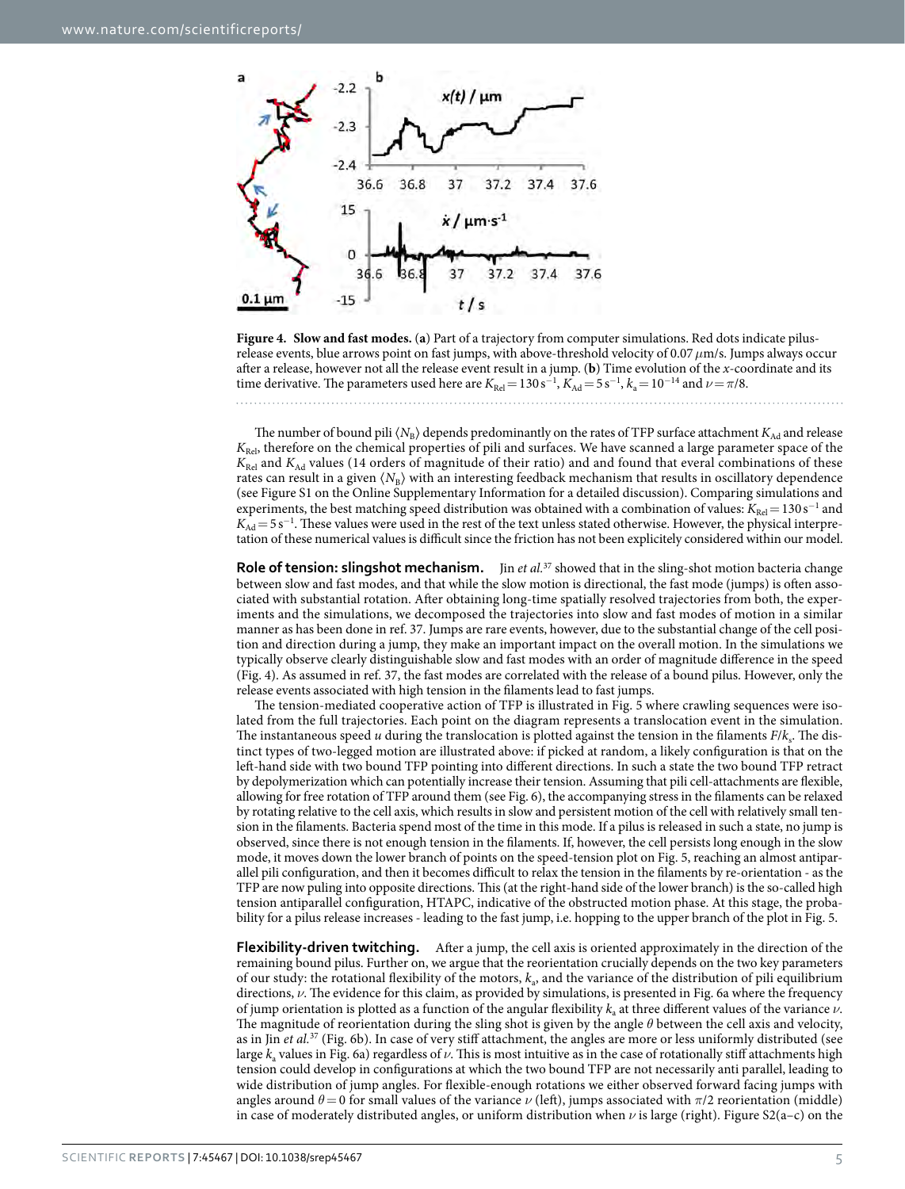**Figure 4. Slow and fast modes.** (**a**) Part of a trajectory from computer simulations. Red dots indicate pilus-release events, blue arrows point on fast jumps, with above-threshold velocity of 0.07 $\mu$m/s. Jumps always occur after a release, however not all the release event result in a jump. (**b**) Time evolution of the *x*-coordinate and its time derivative. The parameters used here are $K_{Rel} = 130\,s^{-1}$, $K_{Ad} = 5\,s^{-1}$, $k_a = 10^{-14}$ and $\nu = \pi/8$.

The number of bound pili $\langle N_B \rangle$ depends predominantly on the rates of TFP surface attachment $K_{Ad}$ and release $K_{Rel}$, therefore on the chemical properties of pili and surfaces. We have scanned a large parameter space of the $K_{Rel}$ and $K_{Ad}$ values (14 orders of magnitude of their ratio) and and found that everal combinations of these rates can result in a given $\langle N_B \rangle$ with an interesting feedback mechanism that results in oscillatory dependence (see Figure S1 on the Online Supplementary Information for a detailed discussion). Comparing simulations and experiments, the best matching speed distribution was obtained with a combination of values: $K_{Rel} = 130\,s^{-1}$ and $K_{Ad} = 5\,s^{-1}$. These values were used in the rest of the text unless stated otherwise. However, the physical interpretation of these numerical values is difficult since the friction has not been explicitely considered within our model.

**Role of tension: slingshot mechanism.** Jin *et al.*[37] showed that in the sling-shot motion bacteria change between slow and fast modes, and that while the slow motion is directional, the fast mode (jumps) is often associated with substantial rotation. After obtaining long-time spatially resolved trajectories from both, the experiments and the simulations, we decomposed the trajectories into slow and fast modes of motion in a similar manner as has been done in ref. 37. Jumps are rare events, however, due to the substantial change of the cell position and direction during a jump, they make an important impact on the overall motion. In the simulations we typically observe clearly distinguishable slow and fast modes with an order of magnitude difference in the speed (Fig. 4). As assumed in ref. 37, the fast modes are correlated with the release of a bound pilus. However, only the release events associated with high tension in the filaments lead to fast jumps.

The tension-mediated cooperative action of TFP is illustrated in Fig. 5 where crawling sequences were isolated from the full trajectories. Each point on the diagram represents a translocation event in the simulation. The instantaneous speed $u$ during the translocation is plotted against the tension in the filaments $F/k_s$. The distinct types of two-legged motion are illustrated above: if picked at random, a likely configuration is that on the left-hand side with two bound TFP pointing into different directions. In such a state the two bound TFP retract by depolymerization which can potentially increase their tension. Assuming that pili cell-attachments are flexible, allowing for free rotation of TFP around them (see Fig. 6), the accompanying stress in the filaments can be relaxed by rotating relative to the cell axis, which results in slow and persistent motion of the cell with relatively small tension in the filaments. Bacteria spend most of the time in this mode. If a pilus is released in such a state, no jump is observed, since there is not enough tension in the filaments. If, however, the cell persists long enough in the slow mode, it moves down the lower branch of points on the speed-tension plot on Fig. 5, reaching an almost antiparallel pili configuration, and then it becomes difficult to relax the tension in the filaments by re-orientation - as the TFP are now puling into opposite directions. This (at the right-hand side of the lower branch) is the so-called high tension antiparallel configuration, HTAPC, indicative of the obstructed motion phase. At this stage, the probability for a pilus release increases - leading to the fast jump, i.e. hopping to the upper branch of the plot in Fig. 5.

**Flexibility-driven twitching.** After a jump, the cell axis is oriented approximately in the direction of the remaining bound pilus. Further on, we argue that the reorientation crucially depends on the two key parameters of our study: the rotational flexibility of the motors, $k_a$, and the variance of the distribution of pili equilibrium directions, $\nu$. The evidence for this claim, as provided by simulations, is presented in Fig. 6a where the frequency of jump orientation is plotted as a function of the angular flexibility $k_a$ at three different values of the variance $\nu$. The magnitude of reorientation during the sling shot is given by the angle $\theta$ between the cell axis and velocity, as in Jin *et al.*[37] (Fig. 6b). In case of very stiff attachment, the angles are more or less uniformly distributed (see large $k_a$ values in Fig. 6a) regardless of $\nu$. This is most intuitive as in the case of rotationally stiff attachments high tension could develop in configurations at which the two bound TFP are not necessarily anti parallel, leading to wide distribution of jump angles. For flexible-enough rotations we either observed forward facing jumps with angles around $\theta = 0$ for small values of the variance $\nu$ (left), jumps associated with $\pi/2$ reorientation (middle) in case of moderately distributed angles, or uniform distribution when $\nu$ is large (right). Figure S2(a–c) on the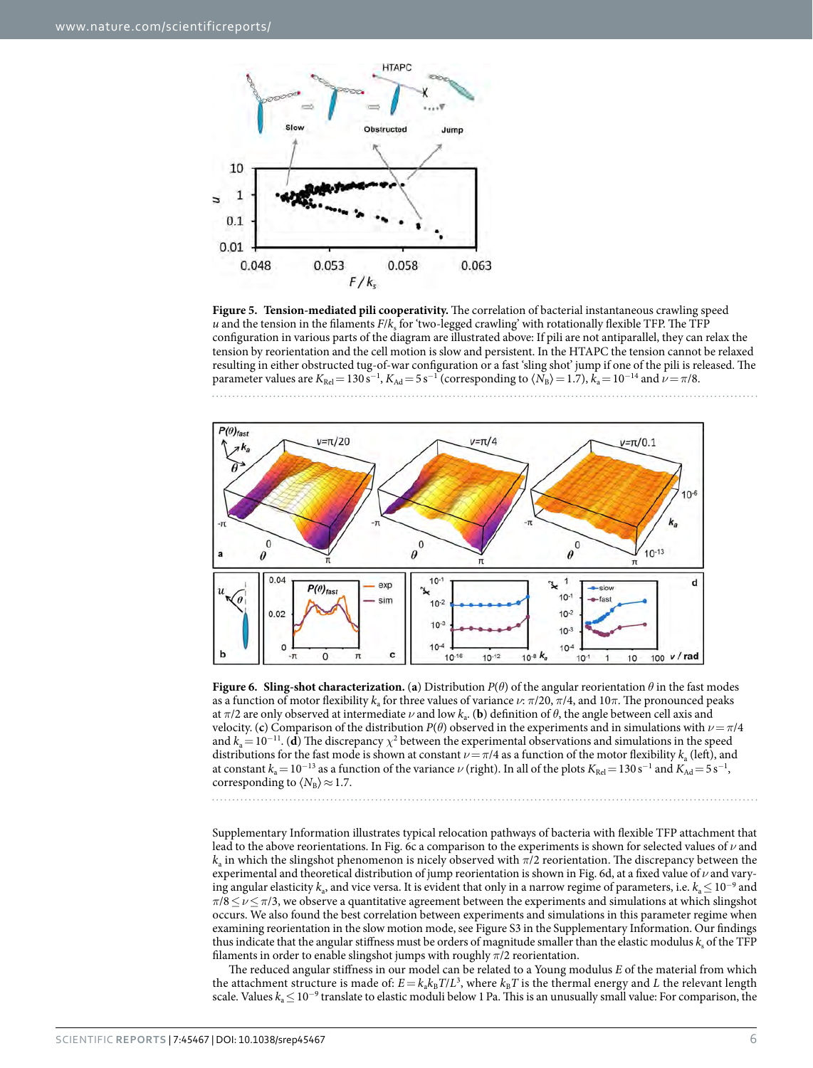**Figure 5. Tension-mediated pili cooperativity.** The correlation of bacterial instantaneous crawling speed $u$ and the tension in the filaments $F/k_s$ for 'two-legged crawling' with rotationally flexible TFP. The TFP configuration in various parts of the diagram are illustrated above: If pili are not antiparallel, they can relax the tension by reorientation and the cell motion is slow and persistent. In the HTAPC the tension cannot be relaxed resulting in either obstructed tug-of-war configuration or a fast 'sling shot' jump if one of the pili is released. The parameter values are $K_{Rel} = 130\,s^{-1}$, $K_{Ad} = 5\,s^{-1}$ (corresponding to $\langle N_B \rangle = 1.7$), $k_a = 10^{-14}$ and $\nu = \pi/8$.

**Figure 6. Sling-shot characterization.** (**a**) Distribution $P(\theta)$ of the angular reorientation $\theta$ in the fast modes as a function of motor flexibility $k_a$ for three values of variance $\nu$: $\pi/20$, $\pi/4$, and $10\pi$. The pronounced peaks at $\pi/2$ are only observed at intermediate $\nu$ and low $k_a$. (**b**) definition of $\theta$, the angle between cell axis and velocity. (**c**) Comparison of the distribution $P(\theta)$ observed in the experiments and in simulations with $\nu = \pi/4$ and $k_a = 10^{-11}$. (**d**) The discrepancy $\chi^2$ between the experimental observations and simulations in the speed distributions for the fast mode is shown at constant $\nu = \pi/4$ as a function of the motor flexibility $k_a$ (left), and at constant $k_a = 10^{-13}$ as a function of the variance $\nu$ (right). In all of the plots $K_{Rel} = 130\,s^{-1}$ and $K_{Ad} = 5\,s^{-1}$, corresponding to $\langle N_B \rangle \approx 1.7$.

Supplementary Information illustrates typical relocation pathways of bacteria with flexible TFP attachment that lead to the above reorientations. In Fig. 6c a comparison to the experiments is shown for selected values of $\nu$ and $k_a$ in which the slingshot phenomenon is nicely observed with $\pi/2$ reorientation. The discrepancy between the experimental and theoretical distribution of jump reorientation is shown in Fig. 6d, at a fixed value of $\nu$ and varying angular elasticity $k_a$, and vice versa. It is evident that only in a narrow regime of parameters, i.e. $k_a \lesssim 10^{-9}$ and $\pi/8 \leq \nu \leq \pi/3$, we observe a quantitative agreement between the experiments and simulations at which slingshot occurs. We also found the best correlation between experiments and simulations in this parameter regime when examining reorientation in the slow motion mode, see Figure S3 in the Supplementary Information. Our findings thus indicate that the angular stiffness must be orders of magnitude smaller than the elastic modulus $k_s$ of the TFP filaments in order to enable slingshot jumps with roughly $\pi/2$ reorientation.

The reduced angular stiffness in our model can be related to a Young modulus $E$ of the material from which the attachment structure is made of: $E = k_a k_B T/L^3$, where $k_B T$ is the thermal energy and $L$ the relevant length scale. Values $k_a \lesssim 10^{-9}$ translate to elastic moduli below 1 Pa. This is an unusually small value: For comparison, the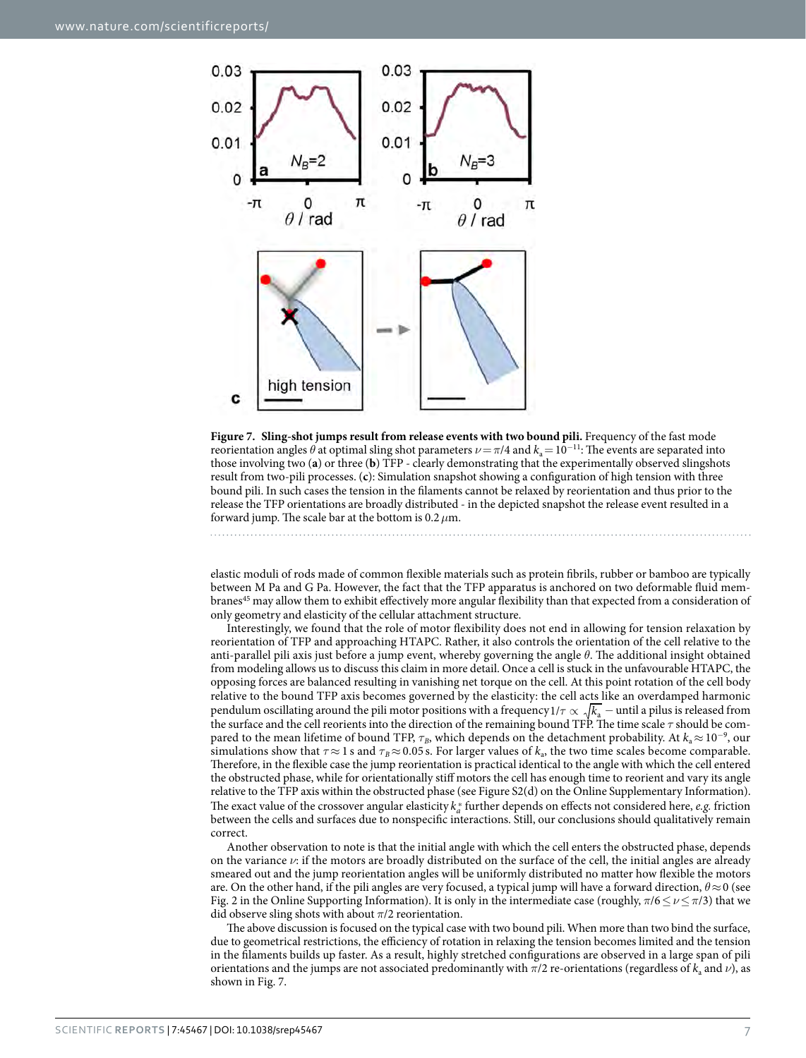**Figure 7. Sling-shot jumps result from release events with two bound pili.** Frequency of the fast mode reorientation angles $\theta$ at optimal sling shot parameters $\nu=\pi/4$ and $k_a=10^{-11}$: The events are separated into those involving two (**a**) or three (**b**) TFP - clearly demonstrating that the experimentally observed slingshots result from two-pili processes. (**c**): Simulation snapshot showing a configuration of high tension with three bound pili. In such cases the tension in the filaments cannot be relaxed by reorientation and thus prior to the release the TFP orientations are broadly distributed - in the depicted snapshot the release event resulted in a forward jump. The scale bar at the bottom is 0.2 $\mu$m.

elastic moduli of rods made of common flexible materials such as protein fibrils, rubber or bamboo are typically between M Pa and G Pa. However, the fact that the TFP apparatus is anchored on two deformable fluid membranes[45] may allow them to exhibit effectively more angular flexibility than that expected from a consideration of only geometry and elasticity of the cellular attachment structure.

Interestingly, we found that the role of motor flexibility does not end in allowing for tension relaxation by reorientation of TFP and approaching HTAPC. Rather, it also controls the orientation of the cell relative to the anti-parallel pili axis just before a jump event, whereby governing the angle $\theta$. The additional insight obtained from modeling allows us to discuss this claim in more detail. Once a cell is stuck in the unfavourable HTAPC, the opposing forces are balanced resulting in vanishing net torque on the cell. At this point rotation of the cell body relative to the bound TFP axis becomes governed by the elasticity: the cell acts like an overdamped harmonic pendulum oscillating around the pili motor positions with a frequency $1/\tau \propto \sqrt{k_a}$ – until a pilus is released from the surface and the cell reorients into the direction of the remaining bound TFP. The time scale $\tau$ should be compared to the mean lifetime of bound TFP, $\tau_B$, which depends on the detachment probability. At $k_a \approx 10^{-9}$, our simulations show that $\tau \approx 1$ s and $\tau_B \approx 0.05$ s. For larger values of $k_a$, the two time scales become comparable. Therefore, in the flexible case the jump reorientation is practical identical to the angle with which the cell entered the obstructed phase, while for orientationally stiff motors the cell has enough time to reorient and vary its angle relative to the TFP axis within the obstructed phase (see Figure S2(d) on the Online Supplementary Information). The exact value of the crossover angular elasticity $k_a^*$ further depends on effects not considered here, *e.g.* friction between the cells and surfaces due to nonspecific interactions. Still, our conclusions should qualitatively remain correct.

Another observation to note is that the initial angle with which the cell enters the obstructed phase, depends on the variance $\nu$: if the motors are broadly distributed on the surface of the cell, the initial angles are already smeared out and the jump reorientation angles will be uniformly distributed no matter how flexible the motors are. On the other hand, if the pili angles are very focused, a typical jump will have a forward direction, $\theta \approx 0$ (see Fig. 2 in the Online Supporting Information). It is only in the intermediate case (roughly, $\pi/6 \leq \nu \leq \pi/3$) that we did observe sling shots with about $\pi/2$ reorientation.

The above discussion is focused on the typical case with two bound pili. When more than two bind the surface, due to geometrical restrictions, the efficiency of rotation in relaxing the tension becomes limited and the tension in the filaments builds up faster. As a result, highly stretched configurations are observed in a large span of pili orientations and the jumps are not associated predominantly with $\pi/2$ re-orientations (regardless of $k_a$ and $\nu$), as shown in Fig. 7.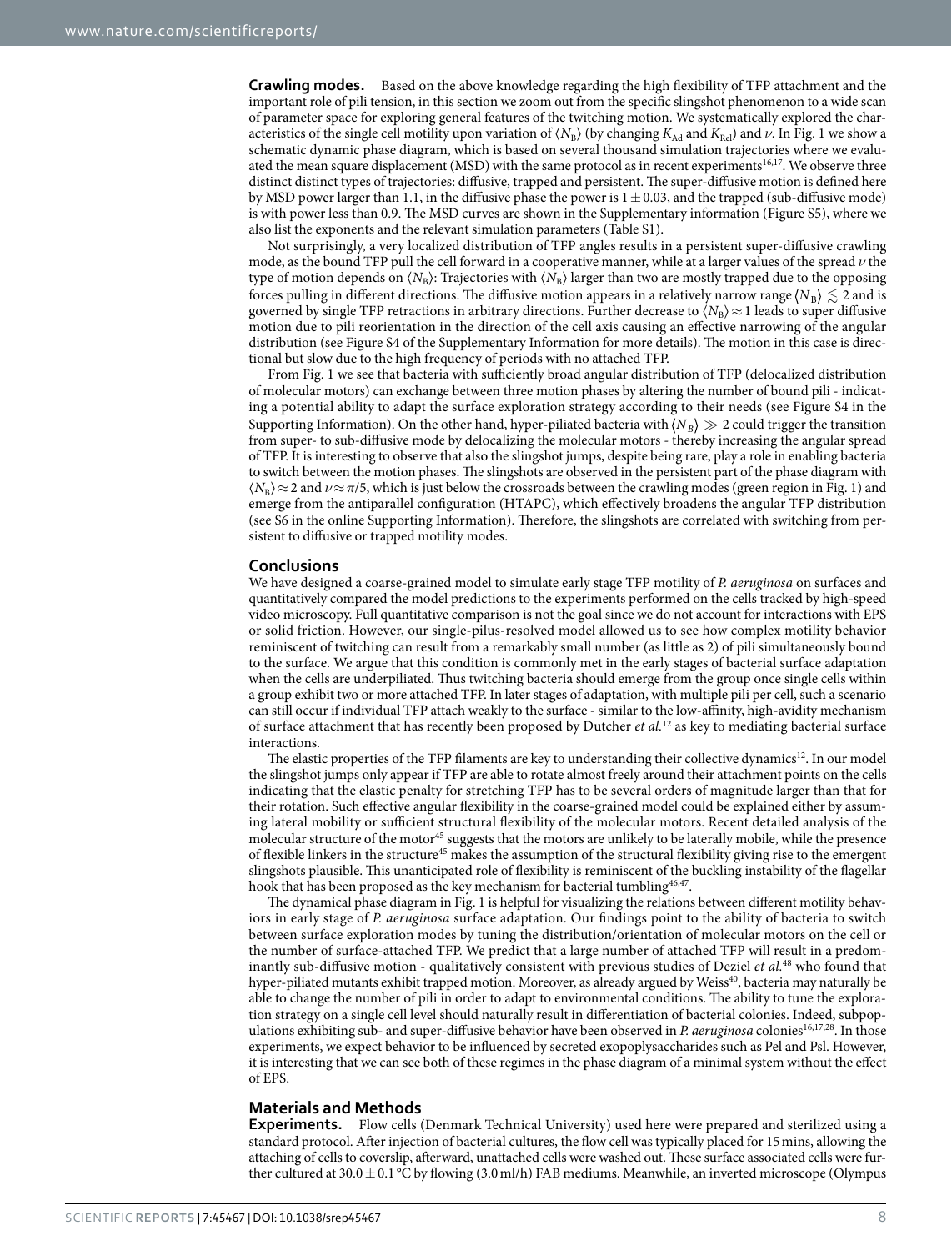**Crawling modes.** Based on the above knowledge regarding the high flexibility of TFP attachment and the important role of pili tension, in this section we zoom out from the specific slingshot phenomenon to a wide scan of parameter space for exploring general features of the twitching motion. We systematically explored the characteristics of the single cell motility upon variation of $\langle N_B \rangle$ (by changing $K_{Ad}$ and $K_{Rel}$) and $\nu$. In Fig. 1 we show a schematic dynamic phase diagram, which is based on several thousand simulation trajectories where we evaluated the mean square displacement (MSD) with the same protocol as in recent experiments[16,17]. We observe three distinct distinct types of trajectories: diffusive, trapped and persistent. The super-diffusive motion is defined here by MSD power larger than 1.1, in the diffusive phase the power is $1 \pm 0.03$, and the trapped (sub-diffusive mode) is with power less than 0.9. The MSD curves are shown in the Supplementary information (Figure S5), where we also list the exponents and the relevant simulation parameters (Table S1).

Not surprisingly, a very localized distribution of TFP angles results in a persistent super-diffusive crawling mode, as the bound TFP pull the cell forward in a cooperative manner, while at a larger values of the spread $\nu$ the type of motion depends on $\langle N_B \rangle$: Trajectories with $\langle N_B \rangle$ larger than two are mostly trapped due to the opposing forces pulling in different directions. The diffusive motion appears in a relatively narrow range $\langle N_B \rangle \lesssim 2$ and is governed by single TFP retractions in arbitrary directions. Further decrease to $\langle N_B \rangle \approx 1$ leads to super diffusive motion due to pili reorientation in the direction of the cell axis causing an effective narrowing of the angular distribution (see Figure S4 of the Supplementary Information for more details). The motion in this case is directional but slow due to the high frequency of periods with no attached TFP.

From Fig. 1 we see that bacteria with sufficiently broad angular distribution of TFP (delocalized distribution of molecular motors) can exchange between three motion phases by altering the number of bound pili - indicating a potential ability to adapt the surface exploration strategy according to their needs (see Figure S4 in the Supporting Information). On the other hand, hyper-piliated bacteria with $\langle N_B \rangle \gg 2$ could trigger the transition from super- to sub-diffusive mode by delocalizing the molecular motors - thereby increasing the angular spread of TFP. It is interesting to observe that also the slingshot jumps, despite being rare, play a role in enabling bacteria to switch between the motion phases. The slingshots are observed in the persistent part of the phase diagram with $\langle N_B \rangle \approx 2$ and $\nu \approx \pi/5$, which is just below the crossroads between the crawling modes (green region in Fig. 1) and emerge from the antiparallel configuration (HTAPC), which effectively broadens the angular TFP distribution (see S6 in the online Supporting Information). Therefore, the slingshots are correlated with switching from persistent to diffusive or trapped motility modes.

## Conclusions

We have designed a coarse-grained model to simulate early stage TFP motility of *P. aeruginosa* on surfaces and quantitatively compared the model predictions to the experiments performed on the cells tracked by high-speed video microscopy. Full quantitative comparison is not the goal since we do not account for interactions with EPS or solid friction. However, our single-pilus-resolved model allowed us to see how complex motility behavior reminiscent of twitching can result from a remarkably small number (as little as 2) of pili simultaneously bound to the surface. We argue that this condition is commonly met in the early stages of bacterial surface adaptation when the cells are underpiliated. Thus twitching bacteria should emerge from the group once single cells within a group exhibit two or more attached TFP. In later stages of adaptation, with multiple pili per cell, such a scenario can still occur if individual TFP attach weakly to the surface - similar to the low-affinity, high-avidity mechanism of surface attachment that has recently been proposed by Dutcher *et al.*[12] as key to mediating bacterial surface interactions.

The elastic properties of the TFP filaments are key to understanding their collective dynamics[12]. In our model the slingshot jumps only appear if TFP are able to rotate almost freely around their attachment points on the cells indicating that the elastic penalty for stretching TFP has to be several orders of magnitude larger than that for their rotation. Such effective angular flexibility in the coarse-grained model could be explained either by assuming lateral mobility or sufficient structural flexibility of the molecular motors. Recent detailed analysis of the molecular structure of the motor[45] suggests that the motors are unlikely to be laterally mobile, while the presence of flexible linkers in the structure[45] makes the assumption of the structural flexibility giving rise to the emergent slingshots plausible. This unanticipated role of flexibility is reminiscent of the buckling instability of the flagellar hook that has been proposed as the key mechanism for bacterial tumbling[46,47].

The dynamical phase diagram in Fig. 1 is helpful for visualizing the relations between different motility behaviors in early stage of *P. aeruginosa* surface adaptation. Our findings point to the ability of bacteria to switch between surface exploration modes by tuning the distribution/orientation of molecular motors on the cell or the number of surface-attached TFP. We predict that a large number of attached TFP will result in a predominantly sub-diffusive motion - qualitatively consistent with previous studies of Deziel *et al.*[48] who found that hyper-piliated mutants exhibit trapped motion. Moreover, as already argued by Weiss[40], bacteria may naturally be able to change the number of pili in order to adapt to environmental conditions. The ability to tune the exploration strategy on a single cell level should naturally result in differentiation of bacterial colonies. Indeed, subpopulations exhibiting sub- and super-diffusive behavior have been observed in *P. aeruginosa* colonies[16,17,28]. In those experiments, we expect behavior to be influenced by secreted exopoplysaccharides such as Pel and Psl. However, it is interesting that we can see both of these regimes in the phase diagram of a minimal system without the effect of EPS.

## Materials and Methods

**Experiments.** Flow cells (Denmark Technical University) used here were prepared and sterilized using a standard protocol. After injection of bacterial cultures, the flow cell was typically placed for 15 mins, allowing the attaching of cells to coverslip, afterward, unattached cells were washed out. These surface associated cells were further cultured at $30.0 \pm 0.1$ °C by flowing (3.0 ml/h) FAB mediums. Meanwhile, an inverted microscope (Olympus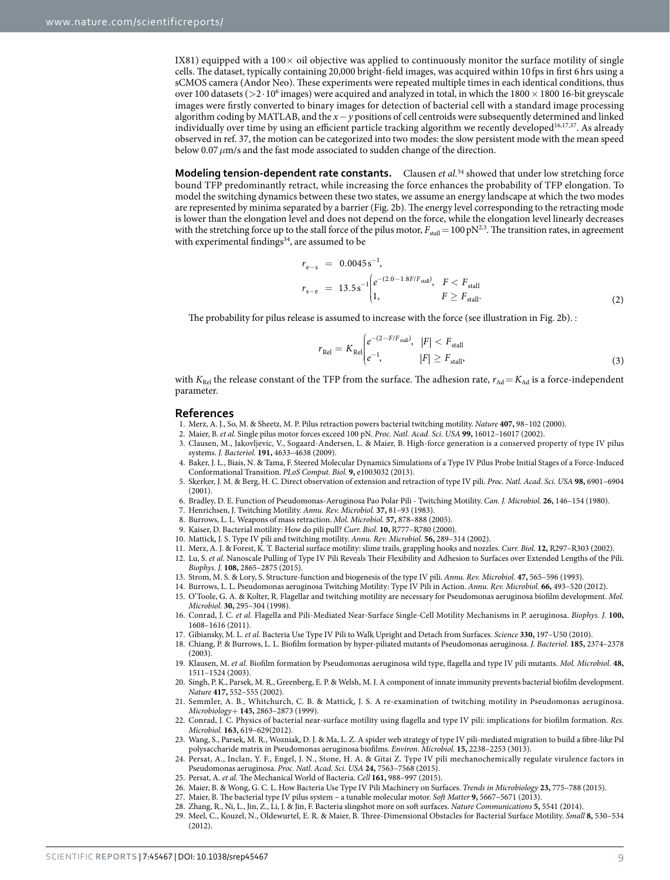IX81) equipped with a 100× oil objective was applied to continuously monitor the surface motility of single cells. The dataset, typically containing 20,000 bright-field images, was acquired within 10 fps in first 6 hrs using a sCMOS camera (Andor Neo). These experiments were repeated multiple times in each identical conditions, thus over 100 datasets ($>2 \cdot 10^6$ images) were acquired and analyzed in total, in which the $1800 \times 1800$ 16-bit greyscale images were firstly converted to binary images for detection of bacterial cell with a standard image processing algorithm coding by MATLAB, and the $x-y$ positions of cell centroids were subsequently determined and linked individually over time by using an efficient particle tracking algorithm we recently developed[16,17,37]. As already observed in ref. 37, the motion can be categorized into two modes: the slow persistent mode with the mean speed below 0.07 $\mu$m/s and the fast mode associated to sudden change of the direction.

**Modeling tension-dependent rate constants.** Clausen *et al.*[34] showed that under low stretching force bound TFP predominantly retract, while increasing the force enhances the probability of TFP elongation. To model the switching dynamics between these two states, we assume an energy landscape at which the two modes are represented by minima separated by a barrier (Fig. 2b). The energy level corresponding to the retracting mode is lower than the elongation level and does not depend on the force, while the elongation level linearly decreases with the stretching force up to the stall force of the pilus motor, $F_{\text{stall}} = 100\,\text{pN}$[2,3]. The transition rates, in agreement with experimental findings[34], are assumed to be

$$
\begin{aligned}
r_{\text{e}-\text{s}} &= 0.0045\,\text{s}^{-1}, \\
r_{\text{s}-\text{e}} &= 13.5\,\text{s}^{-1}\begin{cases} e^{-(2.0-1.8F/F_{\text{stall}})}, & F < F_{\text{stall}} \\ 1, & F \geq F_{\text{stall}}. \end{cases}
\end{aligned}
\tag{2}
$$

The probability for pilus release is assumed to increase with the force (see illustration in Fig. 2b). :

$$
r_{\text{Rel}} = K_{\text{Rel}}\begin{cases} e^{-(2-F/F_{\text{stall}})}, & |F| < F_{\text{stall}} \\ e^{-1}, & |F| \geq F_{\text{stall}}, \end{cases}
\tag{3}
$$

with $K_{\text{Rel}}$ the release constant of the TFP from the surface. The adhesion rate, $r_{\text{Ad}} = K_{\text{Ad}}$ is a force-independent parameter.

## References

1. Merz, A. J., So, M. & Sheetz, M. P. Pilus retraction powers bacterial twitching motility. *Nature* **407,** 98–102 (2000).
2. Maier, B. *et al.* Single pilus motor forces exceed 100 pN. *Proc. Natl. Acad. Sci. USA* **99,** 16012–16017 (2002).
3. Clausen, M., Jakovljevic, V., Sogaard-Andersen, L. & Maier, B. High-force generation is a conserved property of type IV pilus systems. *J. Bacteriol.* **191,** 4633–4638 (2009).
4. Baker, J. L., Biais, N. & Tama, F. Steered Molecular Dynamics Simulations of a Type IV Pilus Probe Initial Stages of a Force-Induced Conformational Transition. *PLoS Comput. Biol.* **9,** e1003032 (2013).
5. Skerker, J. M. & Berg, H. C. Direct observation of extension and retraction of type IV pili. *Proc. Natl. Acad. Sci. USA* **98,** 6901–6904 (2001).
6. Bradley, D. E. Function of Pseudomonas-Aeruginosa Pao Polar Pili - Twitching Motility. *Can. J. Microbiol.* **26,** 146–154 (1980).
7. Henrichsen, J. Twitching Motility. *Annu. Rev. Microbiol.* **37,** 81–93 (1983).
8. Burrows, L. L. Weapons of mass retraction. *Mol. Microbiol.* **57,** 878–888 (2005).
9. Kaiser, D. Bacterial motility: How do pili pull? *Curr. Biol.* **10,** R777–R780 (2000).
10. Mattick, J. S. Type IV pili and twitching motility. *Annu. Rev. Microbiol.* **56,** 289–314 (2002).
11. Merz, A. J. & Forest, K. T. Bacterial surface motility: slime trails, grappling hooks and nozzles. *Curr. Biol.* **12,** R297–R303 (2002).
12. Lu, S. *et al.* Nanoscale Pulling of Type IV Pili Reveals Their Flexibility and Adhesion to Surfaces over Extended Lengths of the Pili. *Biophys. J.* **108,** 2865–2875 (2015).
13. Strom, M. S. & Lory, S. Structure-function and biogenesis of the type IV pili. *Annu. Rev. Microbiol.* **47,** 565–596 (1993).
14. Burrows, L. L. Pseudomonas aeruginosa Twitching Motility: Type IV Pili in Action. *Annu. Rev. Microbiol.* **66,** 493–520 (2012).
15. O'Toole, G. A. & Kolter, R. Flagellar and twitching motility are necessary for Pseudomonas aeruginosa biofilm development. *Mol. Microbiol.* **30,** 295–304 (1998).
16. Conrad, J. C. *et al.* Flagella and Pili-Mediated Near-Surface Single-Cell Motility Mechanisms in P. aeruginosa. *Biophys. J.* **100,** 1608–1616 (2011).
17. Gibiansky, M. L. *et al.* Bacteria Use Type IV Pili to Walk Upright and Detach from Surfaces. *Science* **330,** 197–U50 (2010).
18. Chiang, P. & Burrows, L. L. Biofilm formation by hyper-piliated mutants of Pseudomonas aeruginosa. *J. Bacteriol.* **185,** 2374–2378 (2003).
19. Klausen, M. *et al.* Biofilm formation by Pseudomonas aeruginosa wild type, flagella and type IV pili mutants. *Mol. Microbiol.* **48,** 1511–1524 (2003).
20. Singh, P. K., Parsek, M. R., Greenberg, E. P. & Welsh, M. J. A component of innate immunity prevents bacterial biofilm development. *Nature* **417,** 552–555 (2002).
21. Semmler, A. B., Whitchurch, C. B. & Mattick, J. S. A re-examination of twitching motility in Pseudomonas aeruginosa. *Microbiology+* **145,** 2863–2873 (1999).
22. Conrad, J. C. Physics of bacterial near-surface motility using flagella and type IV pili: implications for biofilm formation. *Res. Microbiol.* **163,** 619–629(2012).
23. Wang, S., Parsek, M. R., Wozniak, D. J. & Ma, L. Z. A spider web strategy of type IV pili-mediated migration to build a fibre-like Psl polysaccharide matrix in Pseudomonas aeruginosa biofilms. *Environ. Microbiol.* **15,** 2238–2253 (3013).
24. Persat, A., Inclan, Y. F., Engel, J. N., Stone, H. A. & Gitai Z. Type IV pili mechanochemically regulate virulence factors in Pseudomonas aeruginosa. *Proc. Natl. Acad. Sci. USA* **24,** 7563–7568 (2015).
25. Persat, A. *et al.* The Mechanical World of Bacteria. *Cell* **161,** 988–997 (2015).
26. Maier, B. & Wong, G. C. L. How Bacteria Use Type IV Pili Machinery on Surfaces. *Trends in Microbiology* **23,** 775–788 (2015).
27. Maier, B. The bacterial type IV pilus system – a tunable molecular motor. *Soft Matter* **9,** 5667–5671 (2013).
28. Zhang, R., Ni, L., Jin, Z., Li, J. & Jin, F. Bacteria slingshot more on soft surfaces. *Nature Communications* **5,** 5541 (2014).
29. Meel, C., Kouzel, N., Oldewurtel, E. R. & Maier, B. Three-Dimensional Obstacles for Bacterial Surface Motility. *Small* **8,** 530–534 (2012).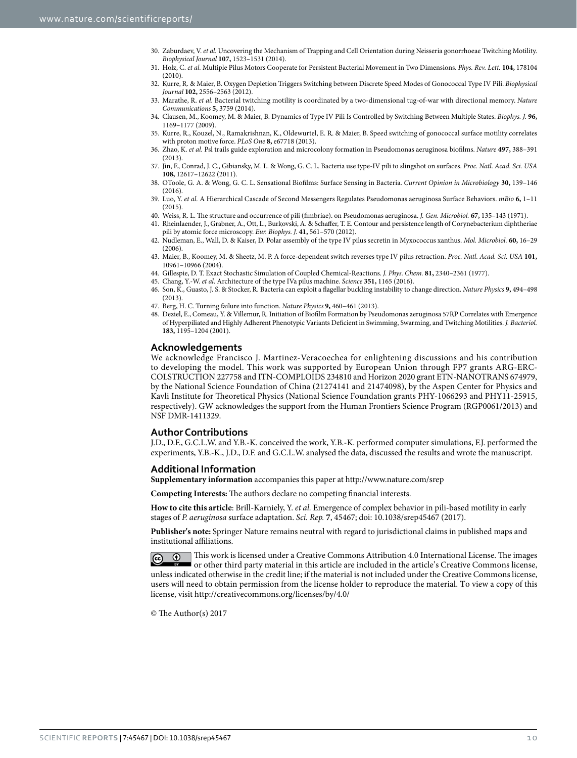30. Zaburdaev, V. *et al.* Uncovering the Mechanism of Trapping and Cell Orientation during Neisseria gonorrhoeae Twitching Motility. *Biophysical Journal* **107,** 1523–1531 (2014).
31. Holz, C. *et al.* Multiple Pilus Motors Cooperate for Persistent Bacterial Movement in Two Dimensions. *Phys. Rev. Lett.* **104,** 178104 (2010).
32. Kurre, R. & Maier, B. Oxygen Depletion Triggers Switching between Discrete Speed Modes of Gonococcal Type IV Pili. *Biophysical Journal* **102,** 2556–2563 (2012).
33. Marathe, R. *et al.* Bacterial twitching motility is coordinated by a two-dimensional tug-of-war with directional memory. *Nature Communications* **5,** 3759 (2014).
34. Clausen, M., Koomey, M. & Maier, B. Dynamics of Type IV Pili Is Controlled by Switching Between Multiple States. *Biophys. J.* **96,** 1169–1177 (2009).
35. Kurre, R., Kouzel, N., Ramakrishnan, K., Oldewurtel, E. R. & Maier, B. Speed switching of gonococcal surface motility correlates with proton motive force. *PLoS One* **8,** e67718 (2013).
36. Zhao, K. *et al.* Psl trails guide exploration and microcolony formation in Pseudomonas aeruginosa biofilms. *Nature* **497,** 388–391 (2013).
37. Jin, F., Conrad, J. C., Gibiansky, M. L. & Wong, G. C. L. Bacteria use type-IV pili to slingshot on surfaces. *Proc. Natl. Acad. Sci. USA* **108,** 12617–12622 (2011).
38. OToole, G. A. & Wong, G. C. L. Sensational Biofilms: Surface Sensing in Bacteria. *Current Opinion in Microbiology* **30,** 139–146 (2016).
39. Luo, Y. *et al.* A Hierarchical Cascade of Second Messengers Regulates Pseudomonas aeruginosa Surface Behaviors. *mBio* **6,** 1–11 (2015).
40. Weiss, R. L. The structure and occurrence of pili (fimbriae). on Pseudomonas aeruginosa. *J. Gen. Microbiol.* **67,** 135–143 (1971).
41. Rheinlaender, J., Grabner, A., Ott, L., Burkovski, A. & Schaffer, T. E. Contour and persistence length of Corynebacterium diphtheriae pili by atomic force microscopy. *Eur. Biophys. J.* **41,** 561–570 (2012).
42. Nudleman, E., Wall, D. & Kaiser, D. Polar assembly of the type IV pilus secretin in Myxococcus xanthus. *Mol. Microbiol.* **60,** 16–29 (2006).
43. Maier, B., Koomey, M. & Sheetz, M. P. A force-dependent switch reverses type IV pilus retraction. *Proc. Natl. Acad. Sci. USA* **101,** 10961–10966 (2004).
44. Gillespie, D. T. Exact Stochastic Simulation of Coupled Chemical-Reactions. *J. Phys. Chem.* **81,** 2340–2361 (1977).
45. Chang, Y.-W. *et al.* Architecture of the type IVa pilus machine. *Science* **351,** 1165 (2016).
46. Son, K., Guasto, J. S. & Stocker, R. Bacteria can exploit a flagellar buckling instability to change direction. *Nature Physics* **9,** 494–498 (2013).
47. Berg, H. C. Turning failure into function. *Nature Physics* **9,** 460–461 (2013).
48. Deziel, E., Comeau, Y. & Villemur, R. Initiation of Biofilm Formation by Pseudomonas aeruginosa 57RP Correlates with Emergence of Hyperpiliated and Highly Adherent Phenotypic Variants Deficient in Swimming, Swarming, and Twitching Motilities. *J. Bacteriol.* **183,** 1195–1204 (2001).

## Acknowledgements

We acknowledge Francisco J. Martinez-Veracoechea for enlightening discussions and his contribution to developing the model. This work was supported by European Union through FP7 grants ARG-ERC-COLSTRUCTION 227758 and ITN-COMPLOIDS 234810 and Horizon 2020 grant ETN-NANOTRANS 674979, by the National Science Foundation of China (21274141 and 21474098), by the Aspen Center for Physics and Kavli Institute for Theoretical Physics (National Science Foundation grants PHY-1066293 and PHY11-25915, respectively). GW acknowledges the support from the Human Frontiers Science Program (RGP0061/2013) and NSF DMR-1411329.

## Author Contributions

J.D., D.F., G.C.L.W. and Y.B.-K. conceived the work, Y.B.-K. performed computer simulations, F.J. performed the experiments, Y.B.-K., J.D., D.F. and G.C.L.W. analysed the data, discussed the results and wrote the manuscript.

## Additional Information

**Supplementary information** accompanies this paper at http://www.nature.com/srep

**Competing Interests:** The authors declare no competing financial interests.

**How to cite this article**: Brill-Karniely, Y. *et al.* Emergence of complex behavior in pili-based motility in early stages of *P. aeruginosa* surface adaptation. *Sci. Rep.* **7**, 45467; doi: 10.1038/srep45467 (2017).

**Publisher's note:** Springer Nature remains neutral with regard to jurisdictional claims in published maps and institutional affiliations.

This work is licensed under a Creative Commons Attribution 4.0 International License. The images or other third party material in this article are included in the article's Creative Commons license, unless indicated otherwise in the credit line; if the material is not included under the Creative Commons license, users will need to obtain permission from the license holder to reproduce the material. To view a copy of this license, visit http://creativecommons.org/licenses/by/4.0/

© The Author(s) 2017